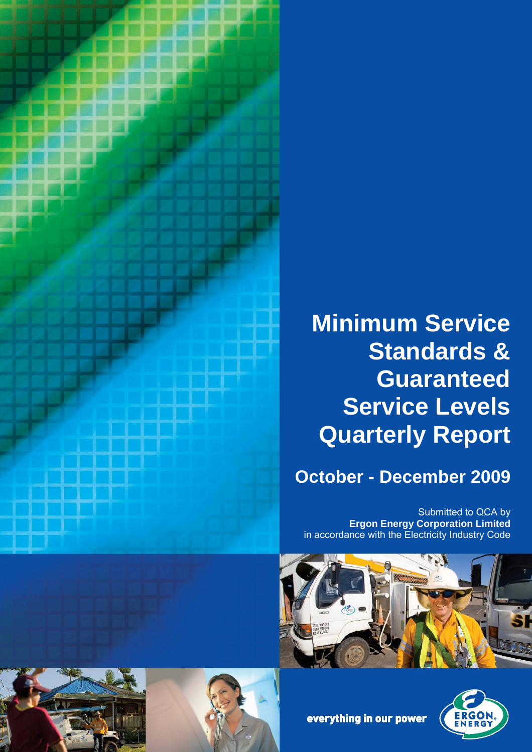# Minimum Service Standards & Guaranteed Service Levels Quarterly Report

## October - December 2009

Submitted to QCA by
**Ergon Energy Corporation Limited**
in accordance with the Electricity Industry Code

everything in our power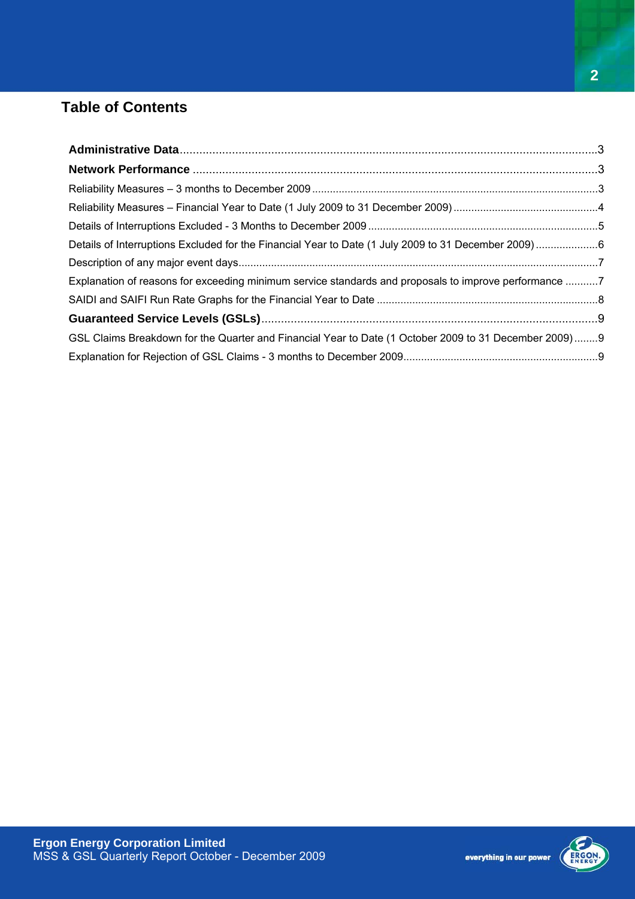## Table of Contents

**Administrative Data**...3

**Network Performance**...3

Reliability Measures – 3 months to December 2009...3

Reliability Measures – Financial Year to Date (1 July 2009 to 31 December 2009)...4

Details of Interruptions Excluded - 3 Months to December 2009...5

Details of Interruptions Excluded for the Financial Year to Date (1 July 2009 to 31 December 2009)...6

Description of any major event days...7

Explanation of reasons for exceeding minimum service standards and proposals to improve performance...7

SAIDI and SAIFI Run Rate Graphs for the Financial Year to Date...8

**Guaranteed Service Levels (GSLs)**...9

GSL Claims Breakdown for the Quarter and Financial Year to Date (1 October 2009 to 31 December 2009)...9

Explanation for Rejection of GSL Claims - 3 months to December 2009...9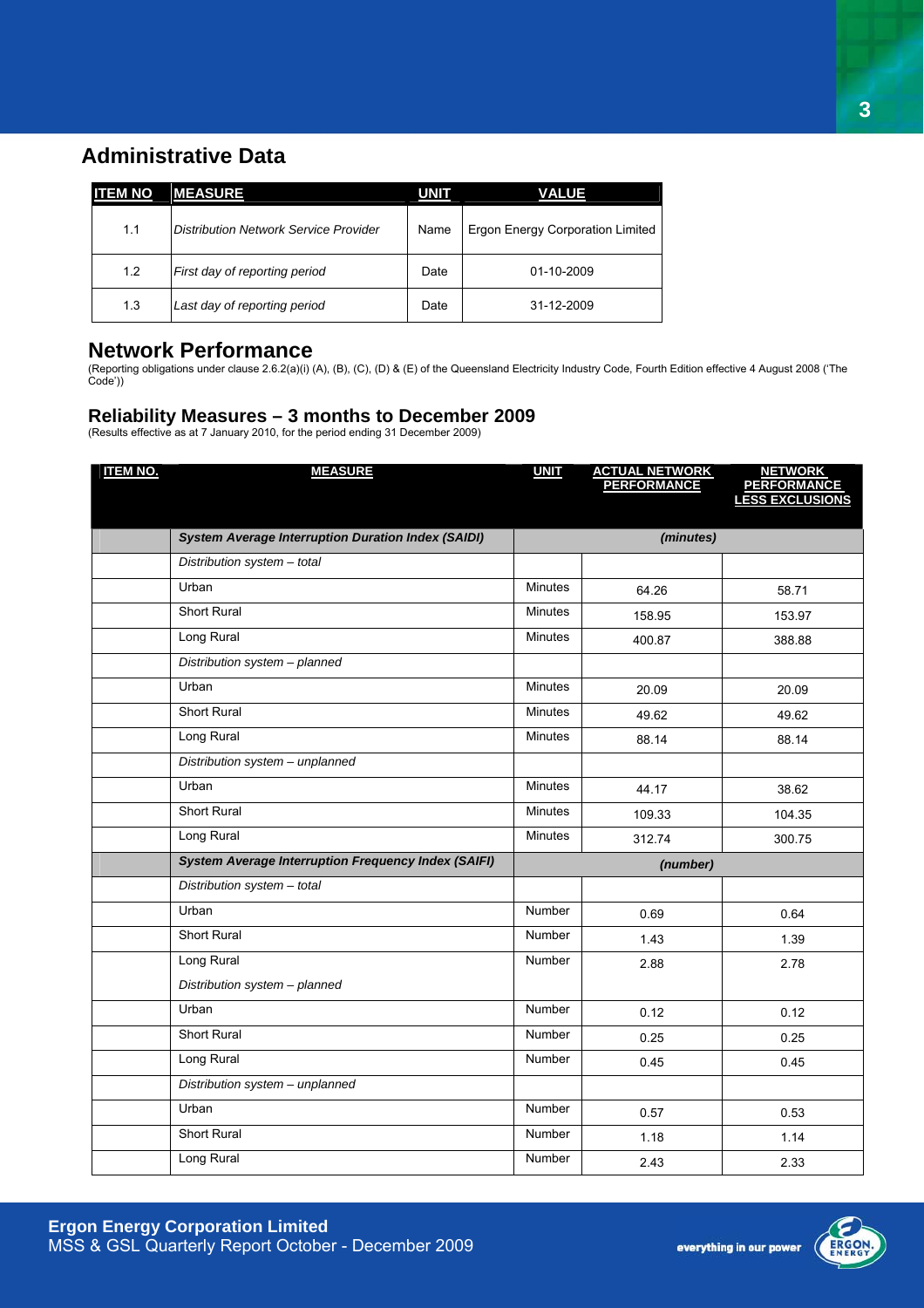## Administrative Data

| ITEM NO | MEASURE | UNIT | VALUE |
|---|---|---|---|
| 1.1 | *Distribution Network Service Provider* | Name | Ergon Energy Corporation Limited |
| 1.2 | *First day of reporting period* | Date | 01-10-2009 |
| 1.3 | *Last day of reporting period* | Date | 31-12-2009 |

## Network Performance

(Reporting obligations under clause 2.6.2(a)(i) (A), (B), (C), (D) & (E) of the Queensland Electricity Industry Code, Fourth Edition effective 4 August 2008 ('The Code'))

### Reliability Measures – 3 months to December 2009

(Results effective as at 7 January 2010, for the period ending 31 December 2009)

| ITEM NO. | MEASURE | UNIT | ACTUAL NETWORK PERFORMANCE | NETWORK PERFORMANCE LESS EXCLUSIONS |
|---|---|---|---|---|
| | ***System Average Interruption Duration Index (SAIDI)*** | *(minutes)* | | |
| | *Distribution system – total* | | | |
| | Urban | Minutes | 64.26 | 58.71 |
| | Short Rural | Minutes | 158.95 | 153.97 |
| | Long Rural | Minutes | 400.87 | 388.88 |
| | *Distribution system – planned* | | | |
| | Urban | Minutes | 20.09 | 20.09 |
| | Short Rural | Minutes | 49.62 | 49.62 |
| | Long Rural | Minutes | 88.14 | 88.14 |
| | *Distribution system – unplanned* | | | |
| | Urban | Minutes | 44.17 | 38.62 |
| | Short Rural | Minutes | 109.33 | 104.35 |
| | Long Rural | Minutes | 312.74 | 300.75 |
| | ***System Average Interruption Frequency Index (SAIFI)*** | *(number)* | | |
| | *Distribution system – total* | | | |
| | Urban | Number | 0.69 | 0.64 |
| | Short Rural | Number | 1.43 | 1.39 |
| | Long Rural | Number | 2.88 | 2.78 |
| | *Distribution system – planned* | | | |
| | Urban | Number | 0.12 | 0.12 |
| | Short Rural | Number | 0.25 | 0.25 |
| | Long Rural | Number | 0.45 | 0.45 |
| | *Distribution system – unplanned* | | | |
| | Urban | Number | 0.57 | 0.53 |
| | Short Rural | Number | 1.18 | 1.14 |
| | Long Rural | Number | 2.43 | 2.33 |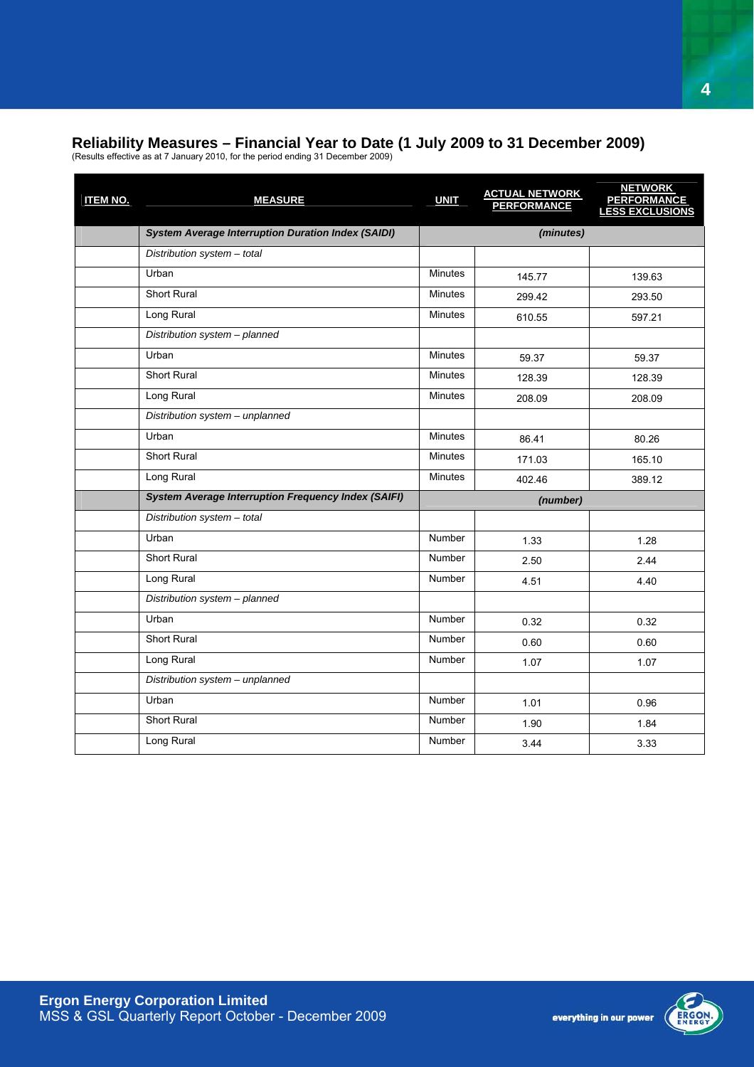## Reliability Measures – Financial Year to Date (1 July 2009 to 31 December 2009)

(Results effective as at 7 January 2010, for the period ending 31 December 2009)

| ITEM NO. | MEASURE | UNIT | ACTUAL NETWORK PERFORMANCE | NETWORK PERFORMANCE LESS EXCLUSIONS |
|---|---|---|---|---|
| | ***System Average Interruption Duration Index (SAIDI)*** | *(minutes)* | | |
| | *Distribution system – total* | | | |
| | Urban | Minutes | 145.77 | 139.63 |
| | Short Rural | Minutes | 299.42 | 293.50 |
| | Long Rural | Minutes | 610.55 | 597.21 |
| | *Distribution system – planned* | | | |
| | Urban | Minutes | 59.37 | 59.37 |
| | Short Rural | Minutes | 128.39 | 128.39 |
| | Long Rural | Minutes | 208.09 | 208.09 |
| | *Distribution system – unplanned* | | | |
| | Urban | Minutes | 86.41 | 80.26 |
| | Short Rural | Minutes | 171.03 | 165.10 |
| | Long Rural | Minutes | 402.46 | 389.12 |
| | ***System Average Interruption Frequency Index (SAIFI)*** | *(number)* | | |
| | *Distribution system – total* | | | |
| | Urban | Number | 1.33 | 1.28 |
| | Short Rural | Number | 2.50 | 2.44 |
| | Long Rural | Number | 4.51 | 4.40 |
| | *Distribution system – planned* | | | |
| | Urban | Number | 0.32 | 0.32 |
| | Short Rural | Number | 0.60 | 0.60 |
| | Long Rural | Number | 1.07 | 1.07 |
| | *Distribution system – unplanned* | | | |
| | Urban | Number | 1.01 | 0.96 |
| | Short Rural | Number | 1.90 | 1.84 |
| | Long Rural | Number | 3.44 | 3.33 |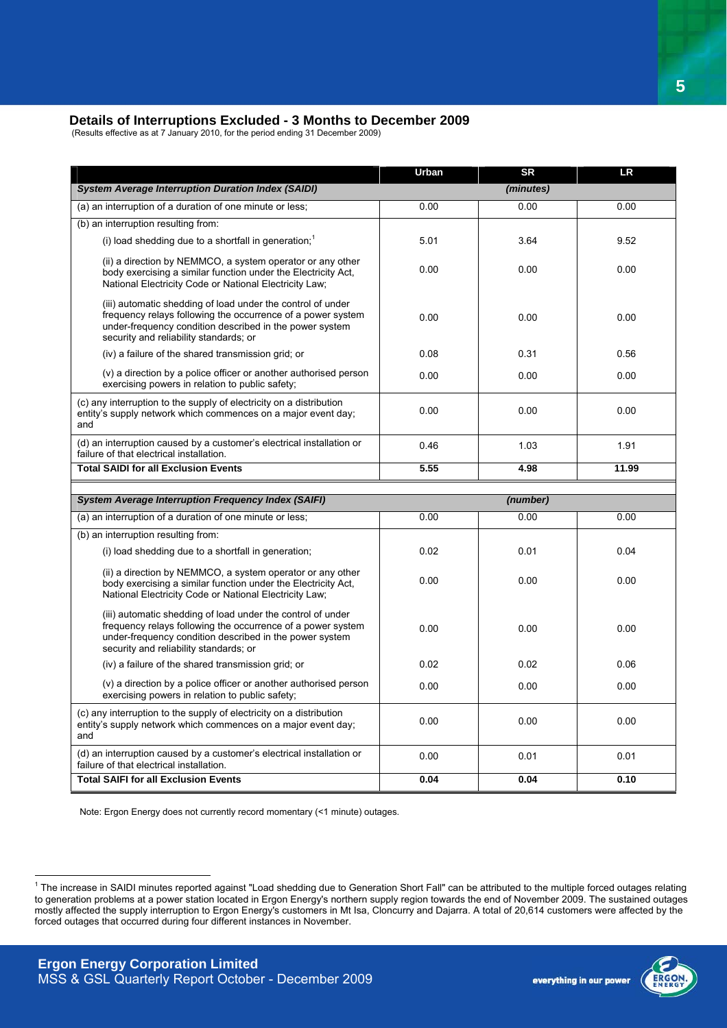## Details of Interruptions Excluded - 3 Months to December 2009

(Results effective as at 7 January 2010, for the period ending 31 December 2009)

| | Urban | SR | LR |
|---|---|---|---|
| ***System Average Interruption Duration Index (SAIDI)*** | | *(minutes)* | |
| (a) an interruption of a duration of one minute or less; | 0.00 | 0.00 | 0.00 |
| (b) an interruption resulting from: | | | |
| (i) load shedding due to a shortfall in generation;[1] | 5.01 | 3.64 | 9.52 |
| (ii) a direction by NEMMCO, a system operator or any other body exercising a similar function under the Electricity Act, National Electricity Code or National Electricity Law; | 0.00 | 0.00 | 0.00 |
| (iii) automatic shedding of load under the control of under frequency relays following the occurrence of a power system under-frequency condition described in the power system security and reliability standards; or | 0.00 | 0.00 | 0.00 |
| (iv) a failure of the shared transmission grid; or | 0.08 | 0.31 | 0.56 |
| (v) a direction by a police officer or another authorised person exercising powers in relation to public safety; | 0.00 | 0.00 | 0.00 |
| (c) any interruption to the supply of electricity on a distribution entity's supply network which commences on a major event day; and | 0.00 | 0.00 | 0.00 |
| (d) an interruption caused by a customer's electrical installation or failure of that electrical installation. | 0.46 | 1.03 | 1.91 |
| **Total SAIDI for all Exclusion Events** | **5.55** | **4.98** | **11.99** |
| ***System Average Interruption Frequency Index (SAIFI)*** | | *(number)* | |
| (a) an interruption of a duration of one minute or less; | 0.00 | 0.00 | 0.00 |
| (b) an interruption resulting from: | | | |
| (i) load shedding due to a shortfall in generation; | 0.02 | 0.01 | 0.04 |
| (ii) a direction by NEMMCO, a system operator or any other body exercising a similar function under the Electricity Act, National Electricity Code or National Electricity Law; | 0.00 | 0.00 | 0.00 |
| (iii) automatic shedding of load under the control of under frequency relays following the occurrence of a power system under-frequency condition described in the power system security and reliability standards; or | 0.00 | 0.00 | 0.00 |
| (iv) a failure of the shared transmission grid; or | 0.02 | 0.02 | 0.06 |
| (v) a direction by a police officer or another authorised person exercising powers in relation to public safety; | 0.00 | 0.00 | 0.00 |
| (c) any interruption to the supply of electricity on a distribution entity's supply network which commences on a major event day; and | 0.00 | 0.00 | 0.00 |
| (d) an interruption caused by a customer's electrical installation or failure of that electrical installation. | 0.00 | 0.01 | 0.01 |
| **Total SAIFI for all Exclusion Events** | **0.04** | **0.04** | **0.10** |

Note: Ergon Energy does not currently record momentary (<1 minute) outages.

[1] The increase in SAIDI minutes reported against "Load shedding due to Generation Short Fall" can be attributed to the multiple forced outages relating to generation problems at a power station located in Ergon Energy's northern supply region towards the end of November 2009. The sustained outages mostly affected the supply interruption to Ergon Energy's customers in Mt Isa, Cloncurry and Dajarra. A total of 20,614 customers were affected by the forced outages that occurred during four different instances in November.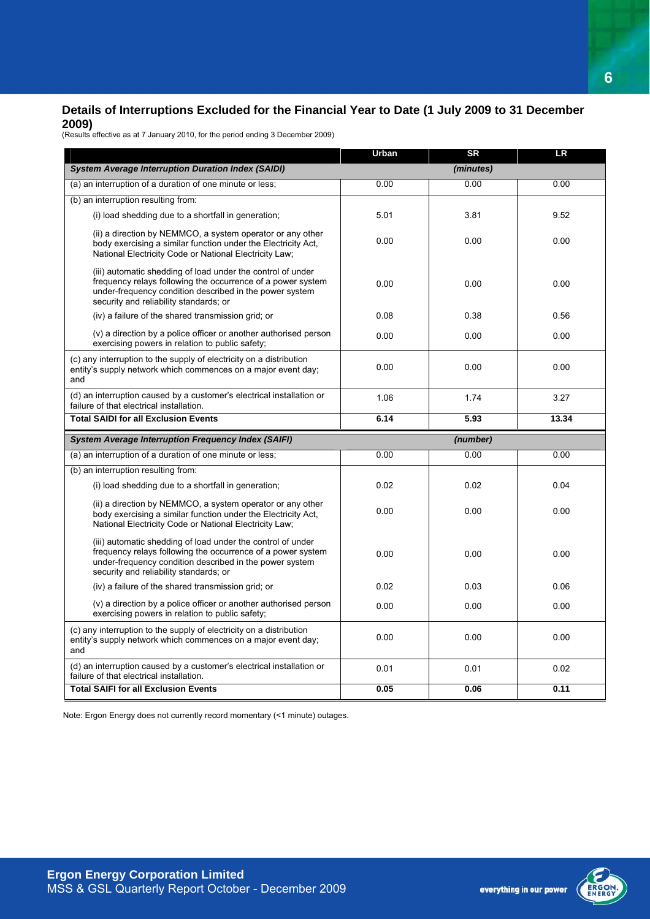## Details of Interruptions Excluded for the Financial Year to Date (1 July 2009 to 31 December 2009)

(Results effective as at 7 January 2010, for the period ending 3 December 2009)

| | Urban | SR | LR |
|---|---|---|---|
| ***System Average Interruption Duration Index (SAIDI)*** | | ***(minutes)*** | |
| (a) an interruption of a duration of one minute or less; | 0.00 | 0.00 | 0.00 |
| (b) an interruption resulting from: | | | |
| (i) load shedding due to a shortfall in generation; | 5.01 | 3.81 | 9.52 |
| (ii) a direction by NEMMCO, a system operator or any other body exercising a similar function under the Electricity Act, National Electricity Code or National Electricity Law; | 0.00 | 0.00 | 0.00 |
| (iii) automatic shedding of load under the control of under frequency relays following the occurrence of a power system under-frequency condition described in the power system security and reliability standards; or | 0.00 | 0.00 | 0.00 |
| (iv) a failure of the shared transmission grid; or | 0.08 | 0.38 | 0.56 |
| (v) a direction by a police officer or another authorised person exercising powers in relation to public safety; | 0.00 | 0.00 | 0.00 |
| (c) any interruption to the supply of electricity on a distribution entity's supply network which commences on a major event day; and | 0.00 | 0.00 | 0.00 |
| (d) an interruption caused by a customer's electrical installation or failure of that electrical installation. | 1.06 | 1.74 | 3.27 |
| **Total SAIDI for all Exclusion Events** | **6.14** | **5.93** | **13.34** |
| ***System Average Interruption Frequency Index (SAIFI)*** | | ***(number)*** | |
| (a) an interruption of a duration of one minute or less; | 0.00 | 0.00 | 0.00 |
| (b) an interruption resulting from: | | | |
| (i) load shedding due to a shortfall in generation; | 0.02 | 0.02 | 0.04 |
| (ii) a direction by NEMMCO, a system operator or any other body exercising a similar function under the Electricity Act, National Electricity Code or National Electricity Law; | 0.00 | 0.00 | 0.00 |
| (iii) automatic shedding of load under the control of under frequency relays following the occurrence of a power system under-frequency condition described in the power system security and reliability standards; or | 0.00 | 0.00 | 0.00 |
| (iv) a failure of the shared transmission grid; or | 0.02 | 0.03 | 0.06 |
| (v) a direction by a police officer or another authorised person exercising powers in relation to public safety; | 0.00 | 0.00 | 0.00 |
| (c) any interruption to the supply of electricity on a distribution entity's supply network which commences on a major event day; and | 0.00 | 0.00 | 0.00 |
| (d) an interruption caused by a customer's electrical installation or failure of that electrical installation. | 0.01 | 0.01 | 0.02 |
| **Total SAIFI for all Exclusion Events** | **0.05** | **0.06** | **0.11** |

Note: Ergon Energy does not currently record momentary (<1 minute) outages.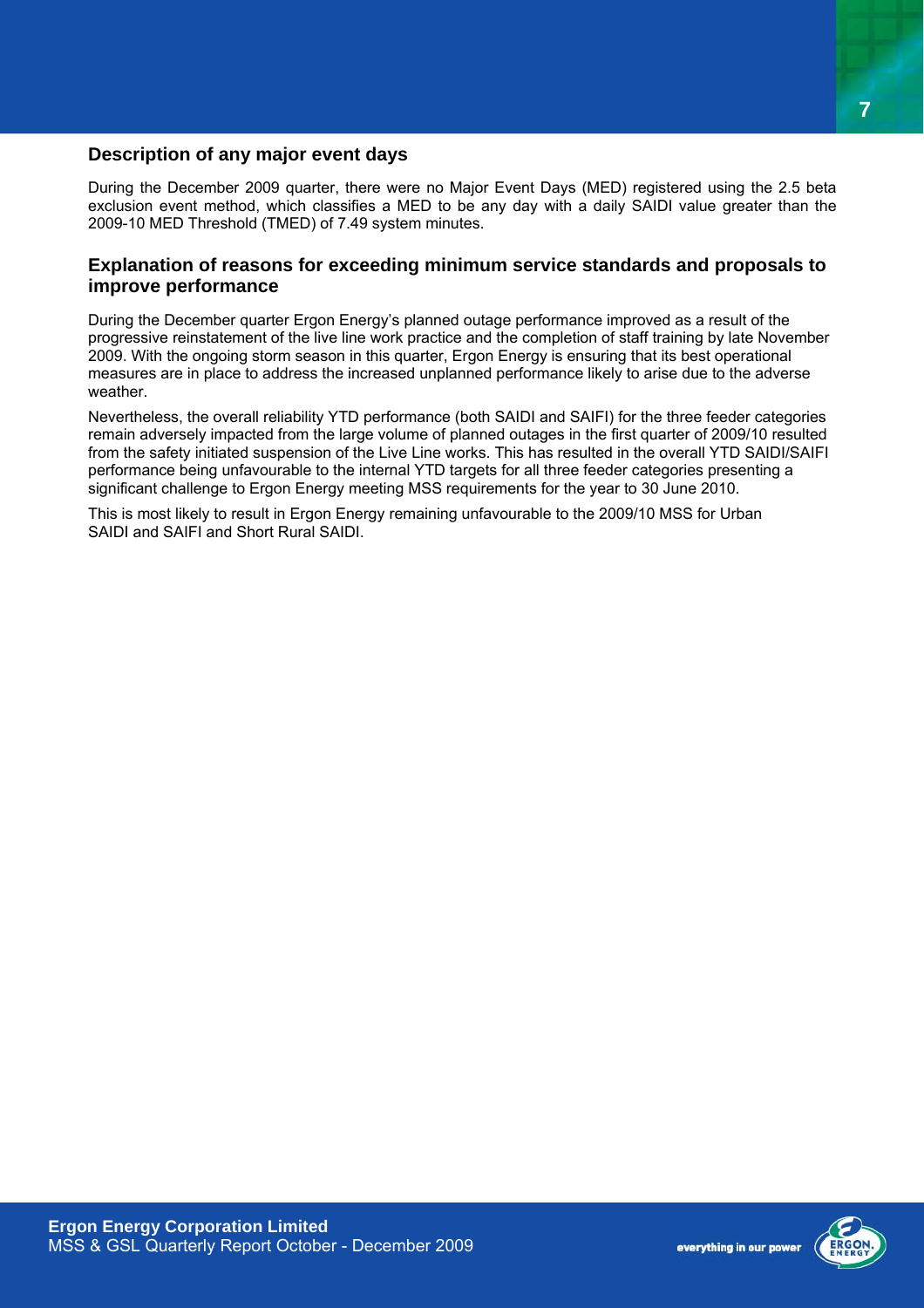## Description of any major event days

During the December 2009 quarter, there were no Major Event Days (MED) registered using the 2.5 beta exclusion event method, which classifies a MED to be any day with a daily SAIDI value greater than the 2009-10 MED Threshold (TMED) of 7.49 system minutes.

## Explanation of reasons for exceeding minimum service standards and proposals to improve performance

During the December quarter Ergon Energy's planned outage performance improved as a result of the progressive reinstatement of the live line work practice and the completion of staff training by late November 2009. With the ongoing storm season in this quarter, Ergon Energy is ensuring that its best operational measures are in place to address the increased unplanned performance likely to arise due to the adverse weather.

Nevertheless, the overall reliability YTD performance (both SAIDI and SAIFI) for the three feeder categories remain adversely impacted from the large volume of planned outages in the first quarter of 2009/10 resulted from the safety initiated suspension of the Live Line works. This has resulted in the overall YTD SAIDI/SAIFI performance being unfavourable to the internal YTD targets for all three feeder categories presenting a significant challenge to Ergon Energy meeting MSS requirements for the year to 30 June 2010.

This is most likely to result in Ergon Energy remaining unfavourable to the 2009/10 MSS for Urban SAIDI and SAIFI and Short Rural SAIDI.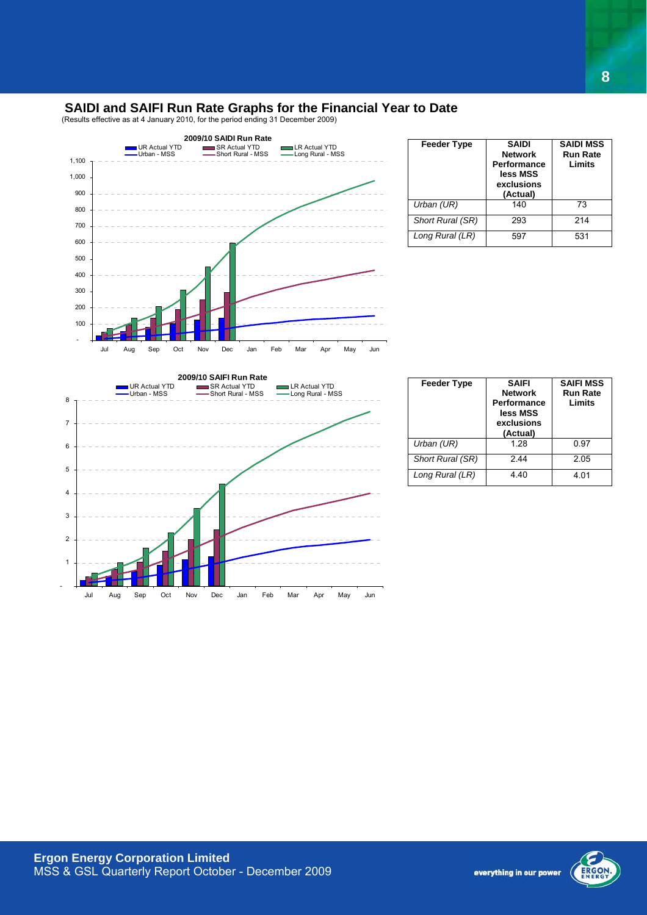## SAIDI and SAIFI Run Rate Graphs for the Financial Year to Date

(Results effective as at 4 January 2010, for the period ending 31 December 2009)

**2009/10 SAIDI Run Rate**

| Feeder Type | SAIDI Network Performance less MSS exclusions (Actual) | SAIDI MSS Run Rate Limits |
|---|---|---|
| *Urban (UR)* | 140 | 73 |
| *Short Rural (SR)* | 293 | 214 |
| *Long Rural (LR)* | 597 | 531 |

**2009/10 SAIFI Run Rate**

| Feeder Type | SAIFI Network Performance less MSS exclusions (Actual) | SAIFI MSS Run Rate Limits |
|---|---|---|
| *Urban (UR)* | 1.28 | 0.97 |
| *Short Rural (SR)* | 2.44 | 2.05 |
| *Long Rural (LR)* | 4.40 | 4.01 |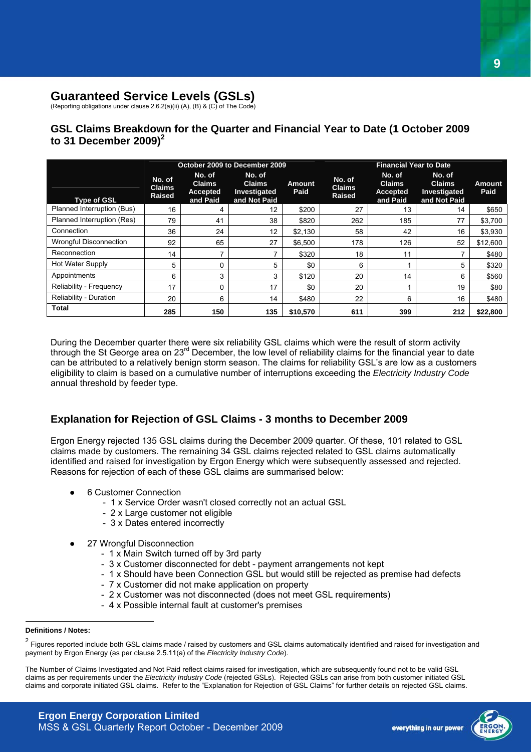## Guaranteed Service Levels (GSLs)

(Reporting obligations under clause 2.6.2(a)(ii) (A), (B) & (C) of The Code)

### GSL Claims Breakdown for the Quarter and Financial Year to Date (1 October 2009 to 31 December 2009)[2]

| | October 2009 to December 2009 | | | | Financial Year to Date | | | |
|---|---|---|---|---|---|---|---|---|
| Type of GSL | No. of Claims Raised | No. of Claims Accepted and Paid | No. of Claims Investigated and Not Paid | Amount Paid | No. of Claims Raised | No. of Claims Accepted and Paid | No. of Claims Investigated and Not Paid | Amount Paid |
| Planned Interruption (Bus) | 16 | 4 | 12 | $200 | 27 | 13 | 14 | $650 |
| Planned Interruption (Res) | 79 | 41 | 38 | $820 | 262 | 185 | 77 | $3,700 |
| Connection | 36 | 24 | 12 | $2,130 | 58 | 42 | 16 | $3,930 |
| Wrongful Disconnection | 92 | 65 | 27 | $6,500 | 178 | 126 | 52 | $12,600 |
| Reconnection | 14 | 7 | 7 | $320 | 18 | 11 | 7 | $480 |
| Hot Water Supply | 5 | 0 | 5 | $0 | 6 | 1 | 5 | $320 |
| Appointments | 6 | 3 | 3 | $120 | 20 | 14 | 6 | $560 |
| Reliability - Frequency | 17 | 0 | 17 | $0 | 20 | 1 | 19 | $80 |
| Reliability - Duration | 20 | 6 | 14 | $480 | 22 | 6 | 16 | $480 |
| **Total** | **285** | **150** | **135** | **$10,570** | **611** | **399** | **212** | **$22,800** |

During the December quarter there were six reliability GSL claims which were the result of storm activity through the St George area on 23rd December, the low level of reliability claims for the financial year to date can be attributed to a relatively benign storm season. The claims for reliability GSL's are low as a customers eligibility to claim is based on a cumulative number of interruptions exceeding the *Electricity Industry Code* annual threshold by feeder type.

### Explanation for Rejection of GSL Claims - 3 months to December 2009

Ergon Energy rejected 135 GSL claims during the December 2009 quarter. Of these, 101 related to GSL claims made by customers. The remaining 34 GSL claims rejected related to GSL claims automatically identified and raised for investigation by Ergon Energy which were subsequently assessed and rejected. Reasons for rejection of each of these GSL claims are summarised below:

- 6 Customer Connection
  - 1 x Service Order wasn't closed correctly not an actual GSL
  - 2 x Large customer not eligible
  - 3 x Dates entered incorrectly
- 27 Wrongful Disconnection
  - 1 x Main Switch turned off by 3rd party
  - 3 x Customer disconnected for debt - payment arrangements not kept
  - 1 x Should have been Connection GSL but would still be rejected as premise had defects
  - 7 x Customer did not make application on property
  - 2 x Customer was not disconnected (does not meet GSL requirements)
  - 4 x Possible internal fault at customer's premises

---

**Definitions / Notes:**

[2] Figures reported include both GSL claims made / raised by customers and GSL claims automatically identified and raised for investigation and payment by Ergon Energy (as per clause 2.5.11(a) of the *Electricity Industry Code*).

The Number of Claims Investigated and Not Paid reflect claims raised for investigation, which are subsequently found not to be valid GSL claims as per requirements under the *Electricity Industry Code* (rejected GSLs). Rejected GSLs can arise from both customer initiated GSL claims and corporate initiated GSL claims. Refer to the "Explanation for Rejection of GSL Claims" for further details on rejected GSL claims.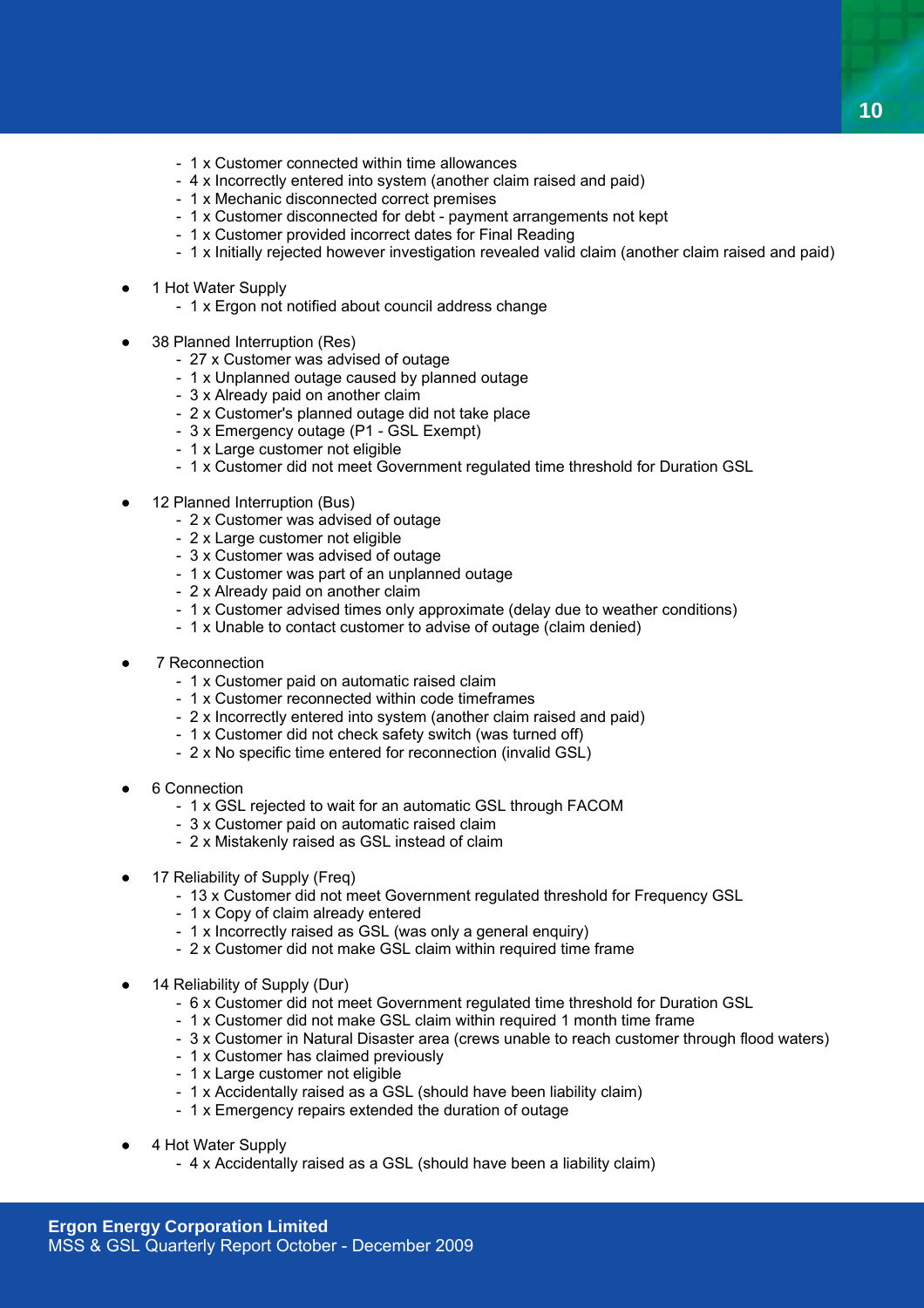- 1 x Customer connected within time allowances
  - 4 x Incorrectly entered into system (another claim raised and paid)
  - 1 x Mechanic disconnect correct premises
  - 1 x Customer disconnected for debt - payment arrangements not kept
  - 1 x Customer provided incorrect dates for Final Reading
  - 1 x Initially rejected however investigation revealed valid claim (another claim raised and paid)

- 1 Hot Water Supply
  - 1 x Ergon not notified about council address change

- 38 Planned Interruption (Res)
  - 27 x Customer was advised of outage
  - 1 x Unplanned outage caused by planned outage
  - 3 x Already paid on another claim
  - 2 x Customer's planned outage did not take place
  - 3 x Emergency outage (P1 - GSL Exempt)
  - 1 x Large customer not eligible
  - 1 x Customer did not meet Government regulated time threshold for Duration GSL

- 12 Planned Interruption (Bus)
  - 2 x Customer was advised of outage
  - 2 x Large customer not eligible
  - 3 x Customer was advised of outage
  - 1 x Customer was part of an unplanned outage
  - 2 x Already paid on another claim
  - 1 x Customer advised times only approximate (delay due to weather conditions)
  - 1 x Unable to contact customer to advise of outage (claim denied)

- 7 Reconnection
  - 1 x Customer paid on automatic raised claim
  - 1 x Customer reconnected within code timeframes
  - 2 x Incorrectly entered into system (another claim raised and paid)
  - 1 x Customer did not check safety switch (was turned off)
  - 2 x No specific time entered for reconnection (invalid GSL)

- 6 Connection
  - 1 x GSL rejected to wait for an automatic GSL through FACOM
  - 3 x Customer paid on automatic raised claim
  - 2 x Mistakenly raised as GSL instead of claim

- 17 Reliability of Supply (Freq)
  - 13 x Customer did not meet Government regulated threshold for Frequency GSL
  - 1 x Copy of claim already entered
  - 1 x Incorrectly raised as GSL (was only a general enquiry)
  - 2 x Customer did not make GSL claim within required time frame

- 14 Reliability of Supply (Dur)
  - 6 x Customer did not meet Government regulated time threshold for Duration GSL
  - 1 x Customer did not make GSL claim within required 1 month time frame
  - 3 x Customer in Natural Disaster area (crews unable to reach customer through flood waters)
  - 1 x Customer has claimed previously
  - 1 x Large customer not eligible
  - 1 x Accidentally raised as a GSL (should have been liability claim)
  - 1 x Emergency repairs extended the duration of outage

- 4 Hot Water Supply
  - 4 x Accidentally raised as a GSL (should have been a liability claim)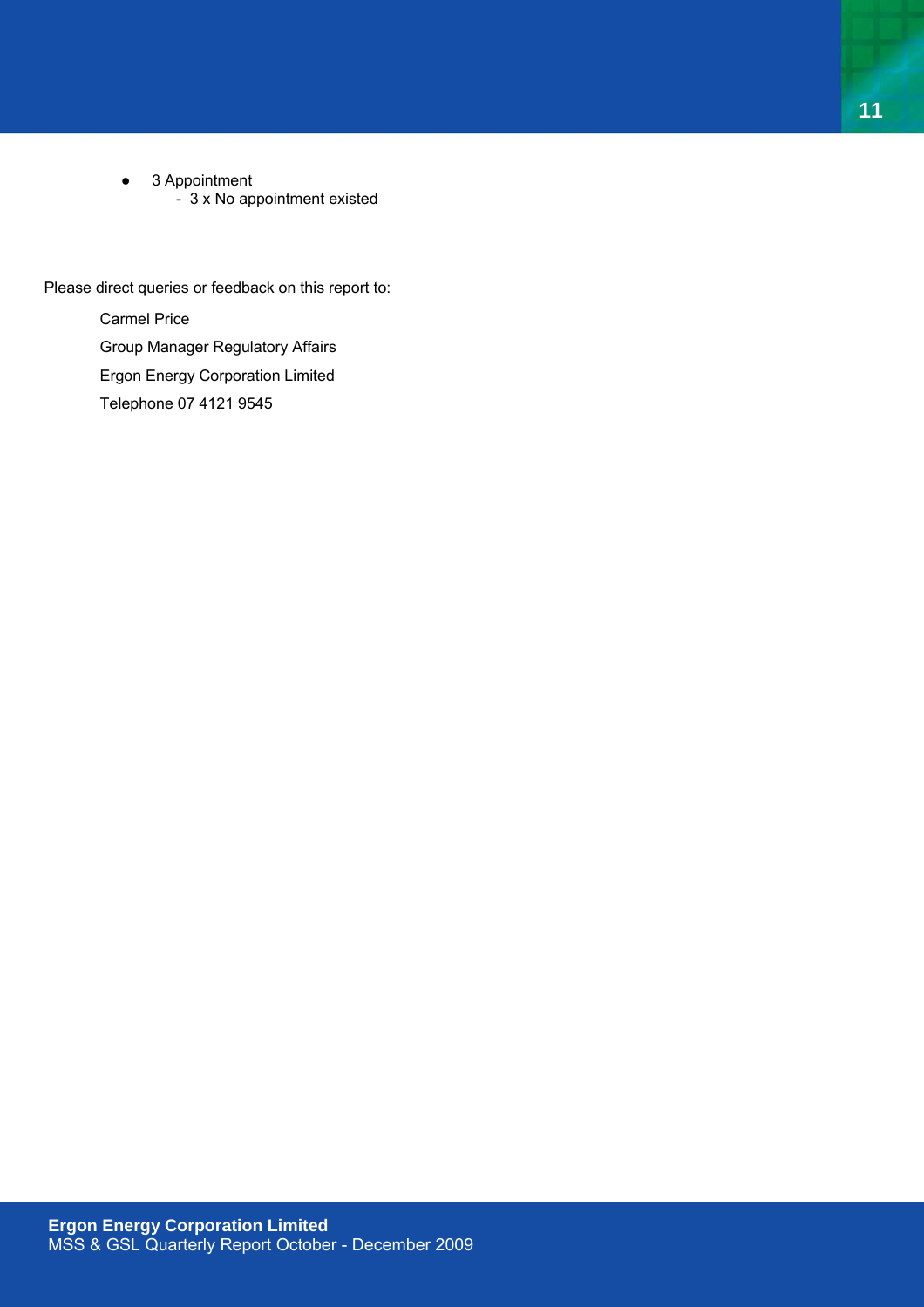- 3 Appointment
  - 3 x No appointment existed

Please direct queries or feedback on this report to:

Carmel Price

Group Manager Regulatory Affairs

Ergon Energy Corporation Limited

Telephone 07 4121 9545